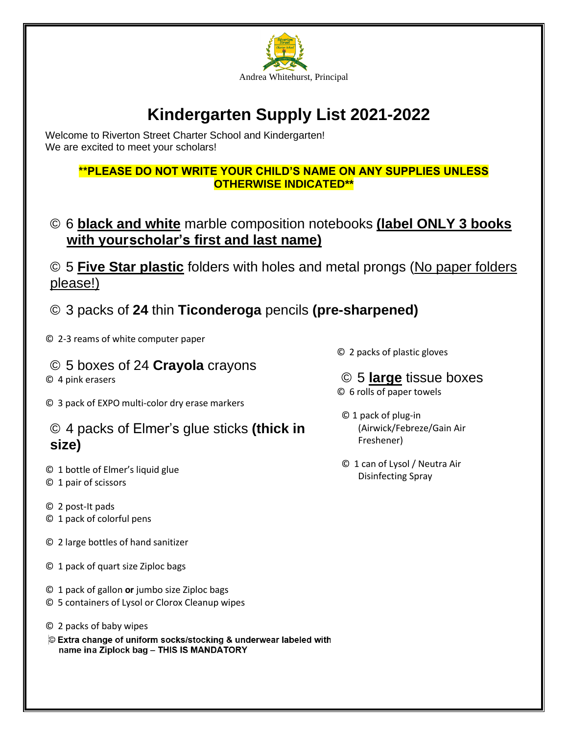Andrea Whitehurst, Principal

# Kindergarten Supply List 2021-2022

Welcome to Riverton Street Charter School and Kindergarten!
We are excited to meet your scholars!

**\*\*PLEASE DO NOT WRITE YOUR CHILD'S NAME ON ANY SUPPLIES UNLESS OTHERWISE INDICATED\*\***

- © 6 **black and white** marble composition notebooks **(label ONLY 3 books with yourscholar's first and last name)**
- © 5 **Five Star plastic** folders with holes and metal prongs (No paper folders please!)
- © 3 packs of **24** thin **Ticonderoga** pencils **(pre-sharpened)**
- © 2-3 reams of white computer paper
- © 5 boxes of 24 **Crayola** crayons
- © 4 pink erasers
- © 3 pack of EXPO multi-color dry erase markers
- © 4 packs of Elmer's glue sticks **(thick in size)**
- © 1 bottle of Elmer's liquid glue
- © 1 pair of scissors
- © 2 post-It pads
- © 1 pack of colorful pens
- © 2 large bottles of hand sanitizer
- © 1 pack of quart size Ziploc bags
- © 1 pack of gallon **or** jumbo size Ziploc bags
- © 5 containers of Lysol or Clorox Cleanup wipes
- © 2 packs of baby wipes
- © **Extra change of uniform socks/stocking & underwear labeled with name ina Ziplock bag – THIS IS MANDATORY**
- © 2 packs of plastic gloves
- © 5 **large** tissue boxes
- © 6 rolls of paper towels
- © 1 pack of plug-in (Airwick/Febreze/Gain Air Freshener)
- © 1 can of Lysol / Neutra Air Disinfecting Spray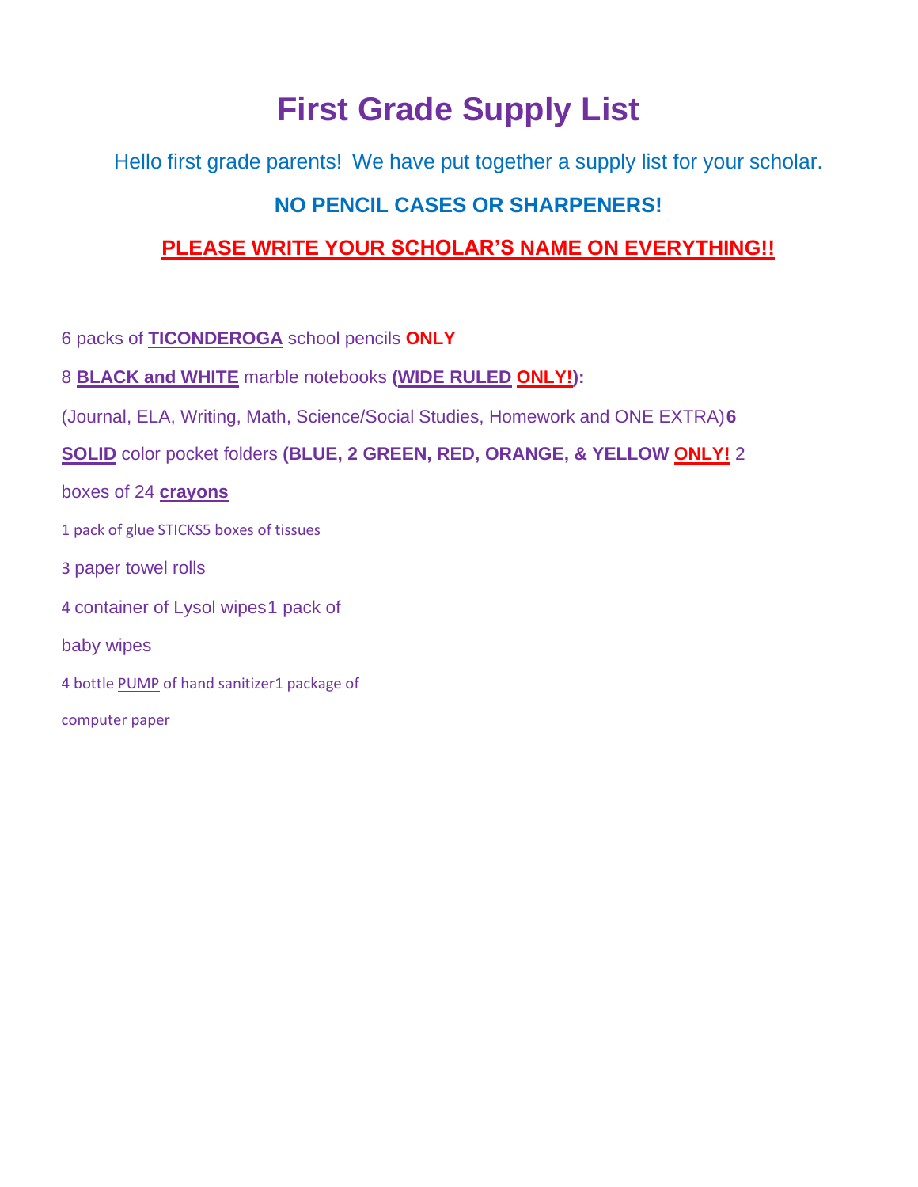# First Grade Supply List

Hello first grade parents! We have put together a supply list for your scholar.

**NO PENCIL CASES OR SHARPENERS!**

**PLEASE WRITE YOUR SCHOLAR'S NAME ON EVERYTHING!!**

6 packs of **TICONDEROGA** school pencils **ONLY**

8 **BLACK and WHITE** marble notebooks **(WIDE RULED ONLY!):**

(Journal, ELA, Writing, Math, Science/Social Studies, Homework and ONE EXTRA)**6**

**SOLID** color pocket folders **(BLUE, 2 GREEN, RED, ORANGE, & YELLOW ONLY!** 2

boxes of 24 **crayons**

1 pack of glue STICKS5 boxes of tissues

3 paper towel rolls

4 container of Lysol wipes1 pack of

baby wipes

4 bottle PUMP of hand sanitizer1 package of

computer paper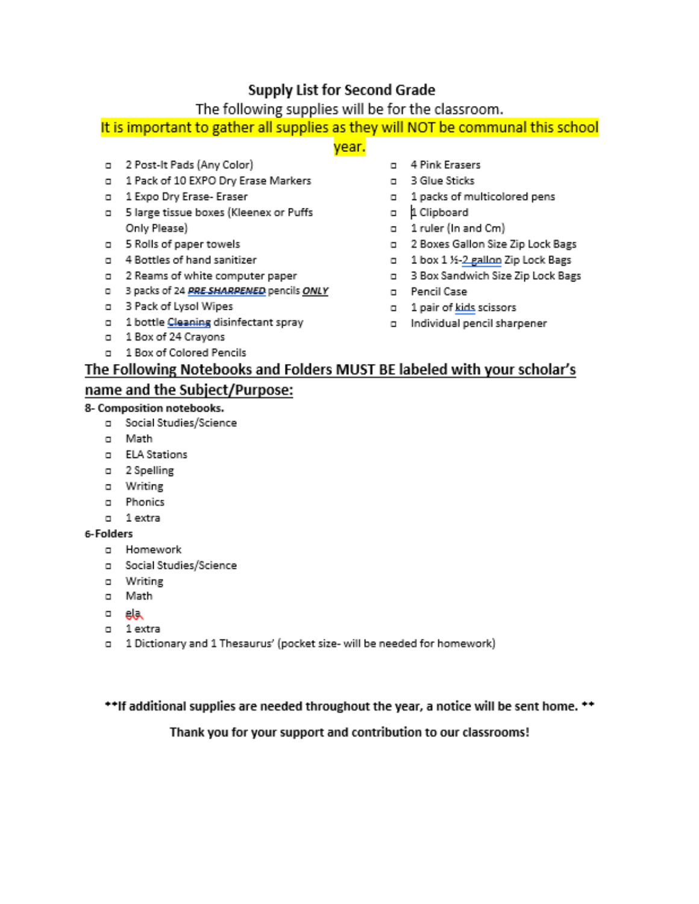## Supply List for Second Grade

The following supplies will be for the classroom.

It is important to gather all supplies as they will NOT be communal this school year.

- 2 Post-It Pads (Any Color)
- 1 Pack of 10 EXPO Dry Erase Markers
- 1 Expo Dry Erase- Eraser
- 5 large tissue boxes (Kleenex or Puffs Only Please)
- 5 Rolls of paper towels
- 4 Bottles of hand sanitizer
- 2 Reams of white computer paper
- 3 packs of 24 ***PRE SHARPENED*** pencils ***ONLY***
- 3 Pack of Lysol Wipes
- 1 bottle Cleaning disinfectant spray
- 1 Box of 24 Crayons
- 1 Box of Colored Pencils
- 4 Pink Erasers
- 3 Glue Sticks
- 1 packs of multicolored pens
- 1 Clipboard
- 1 ruler (In and Cm)
- 2 Boxes Gallon Size Zip Lock Bags
- 1 box 1 ½-2 gallon Zip Lock Bags
- 3 Box Sandwich Size Zip Lock Bags
- Pencil Case
- 1 pair of kids scissors
- Individual pencil sharpener

## The Following Notebooks and Folders MUST BE labeled with your scholar's name and the Subject/Purpose:

**8- Composition notebooks.**

- Social Studies/Science
- Math
- ELA Stations
- 2 Spelling
- Writing
- Phonics
- 1 extra

**6-Folders**

- Homework
- Social Studies/Science
- Writing
- Math
- ela
- 1 extra
- 1 Dictionary and 1 Thesaurus' (pocket size- will be needed for homework)

**\*\*If additional supplies are needed throughout the year, a notice will be sent home. \*\***

**Thank you for your support and contribution to our classrooms!**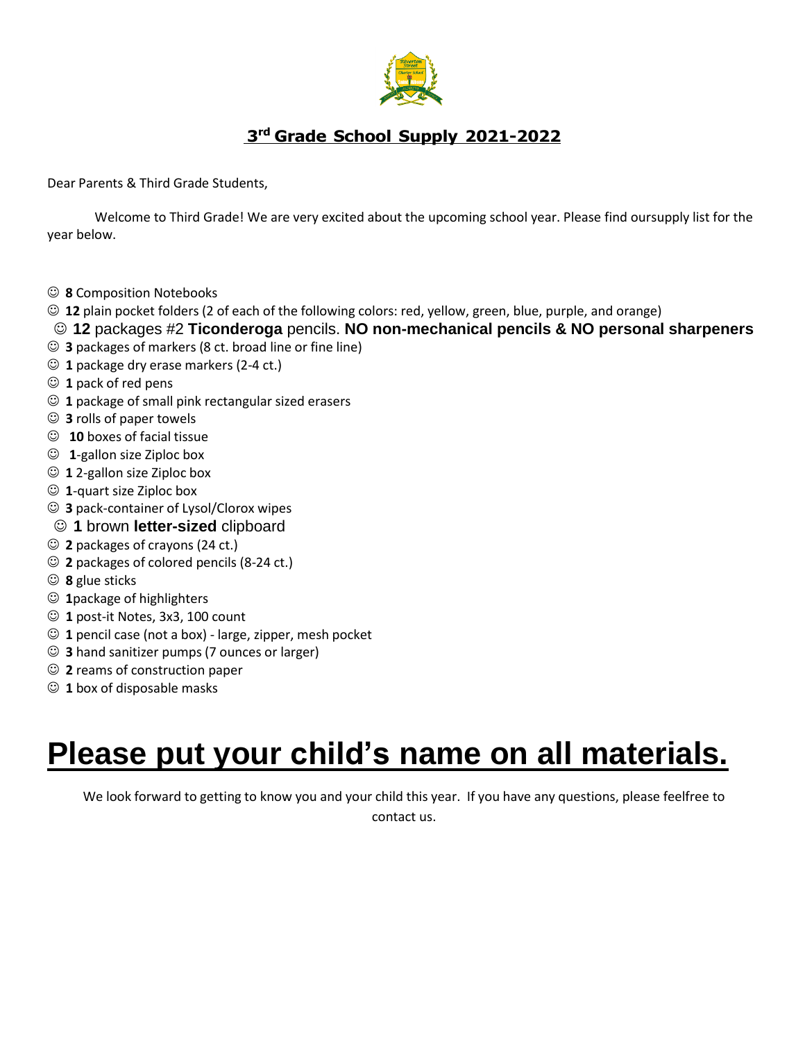## 3rd Grade School Supply 2021-2022

Dear Parents & Third Grade Students,

Welcome to Third Grade! We are very excited about the upcoming school year. Please find oursupply list for the year below.

- ☺ **8** Composition Notebooks
- ☺ **12** plain pocket folders (2 of each of the following colors: red, yellow, green, blue, purple, and orange)
- ☺ **12** packages #2 **Ticonderoga** pencils. **NO non-mechanical pencils & NO personal sharpeners**
- ☺ **3** packages of markers (8 ct. broad line or fine line)
- ☺ **1** package dry erase markers (2-4 ct.)
- ☺ **1** pack of red pens
- ☺ **1** package of small pink rectangular sized erasers
- ☺ **3** rolls of paper towels
- ☺ **10** boxes of facial tissue
- ☺ **1**-gallon size Ziploc box
- ☺ **1** 2-gallon size Ziploc box
- ☺ **1**-quart size Ziploc box
- ☺ **3** pack-container of Lysol/Clorox wipes
- ☺ **1** brown **letter-sized** clipboard
- ☺ **2** packages of crayons (24 ct.)
- ☺ **2** packages of colored pencils (8-24 ct.)
- ☺ **8** glue sticks
- ☺ **1**package of highlighters
- ☺ **1** post-it Notes, 3x3, 100 count
- ☺ **1** pencil case (not a box) - large, zipper, mesh pocket
- ☺ **3** hand sanitizer pumps (7 ounces or larger)
- ☺ **2** reams of construction paper
- ☺ **1** box of disposable masks

# Please put your child's name on all materials.

We look forward to getting to know you and your child this year. If you have any questions, please feelfree to contact us.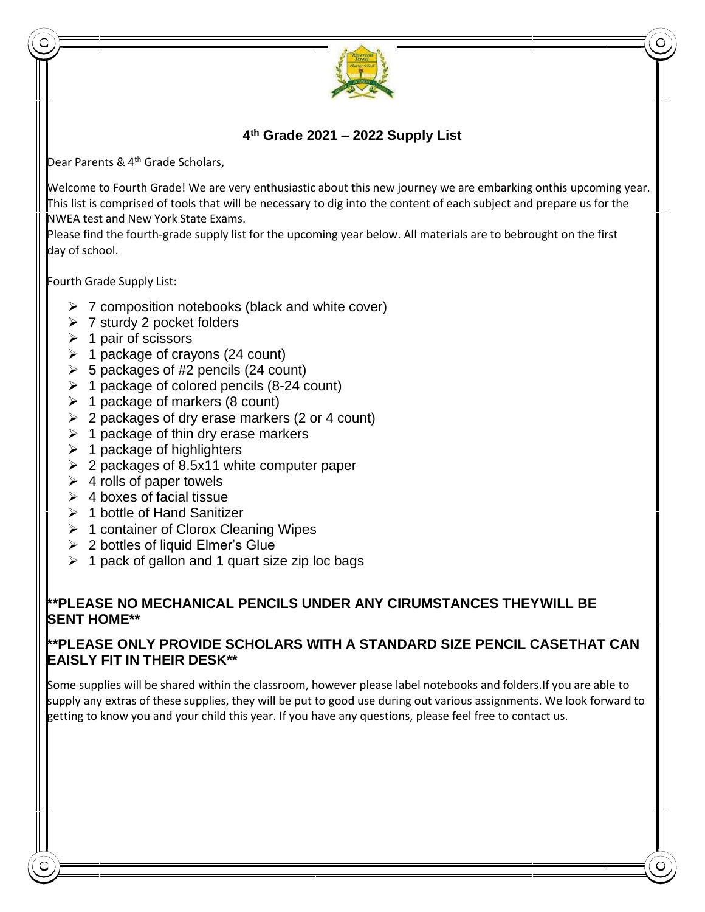# 4th Grade 2021 – 2022 Supply List

Dear Parents & 4th Grade Scholars,

Welcome to Fourth Grade! We are very enthusiastic about this new journey we are embarking onthis upcoming year. This list is comprised of tools that will be necessary to dig into the content of each subject and prepare us for the NWEA test and New York State Exams.

Please find the fourth-grade supply list for the upcoming year below. All materials are to bebrought on the first day of school.

Fourth Grade Supply List:

- 7 composition notebooks (black and white cover)
- 7 sturdy 2 pocket folders
- 1 pair of scissors
- 1 package of crayons (24 count)
- 5 packages of #2 pencils (24 count)
- 1 package of colored pencils (8-24 count)
- 1 package of markers (8 count)
- 2 packages of dry erase markers (2 or 4 count)
- 1 package of thin dry erase markers
- 1 package of highlighters
- 2 packages of 8.5x11 white computer paper
- 4 rolls of paper towels
- 4 boxes of facial tissue
- 1 bottle of Hand Sanitizer
- 1 container of Clorox Cleaning Wipes
- 2 bottles of liquid Elmer's Glue
- 1 pack of gallon and 1 quart size zip loc bags

**\*\*PLEASE NO MECHANICAL PENCILS UNDER ANY CIRUMSTANCES THEYWILL BE SENT HOME\*\***

**\*\*PLEASE ONLY PROVIDE SCHOLARS WITH A STANDARD SIZE PENCIL CASETHAT CAN EAISLY FIT IN THEIR DESK\*\***

Some supplies will be shared within the classroom, however please label notebooks and folders.If you are able to supply any extras of these supplies, they will be put to good use during out various assignments. We look forward to getting to know you and your child this year. If you have any questions, please feel free to contact us.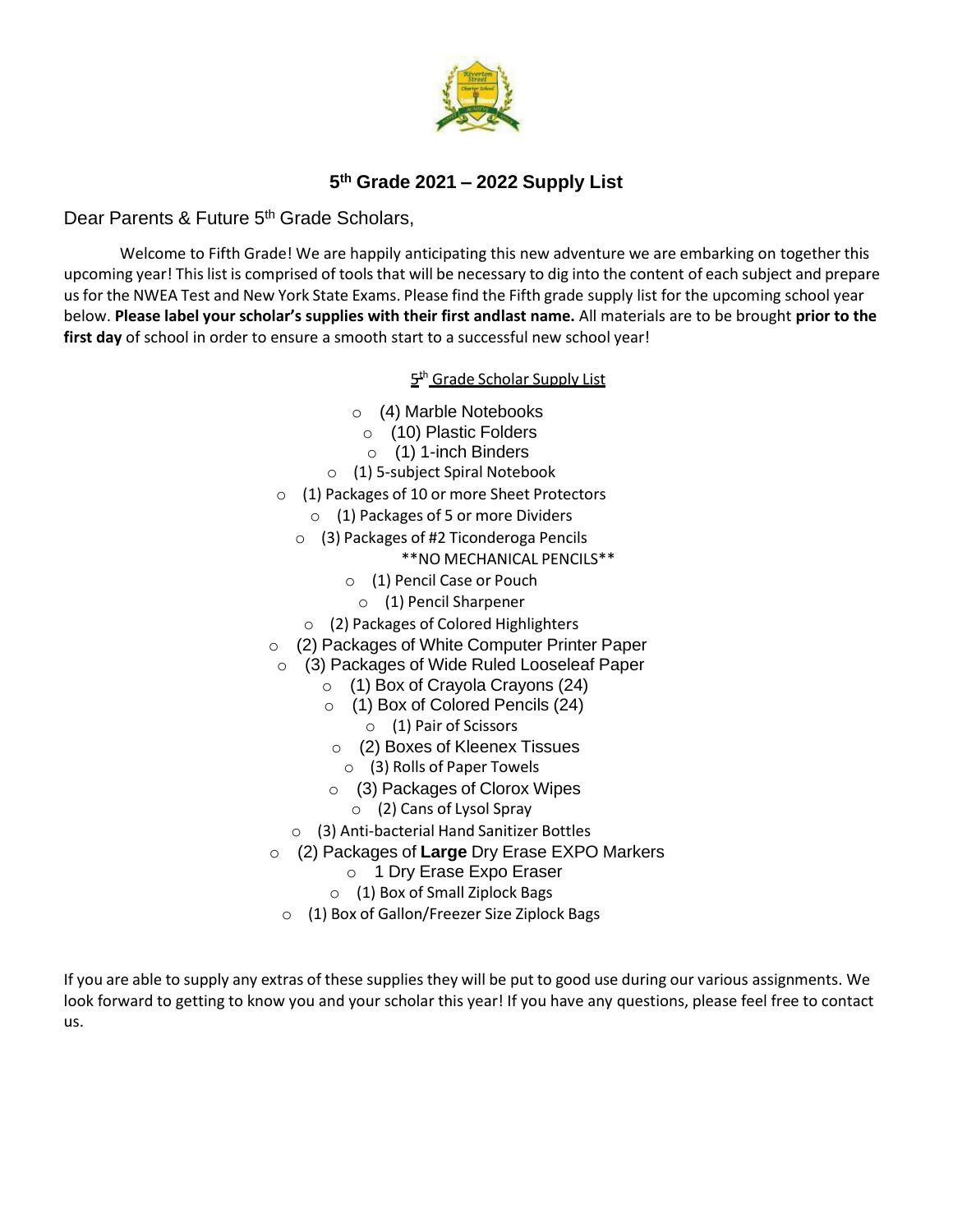# 5th Grade 2021 – 2022 Supply List

Dear Parents & Future 5th Grade Scholars,

Welcome to Fifth Grade! We are happily anticipating this new adventure we are embarking on together this upcoming year! This list is comprised of tools that will be necessary to dig into the content of each subject and prepare us for the NWEA Test and New York State Exams. Please find the Fifth grade supply list for the upcoming school year below. **Please label your scholar's supplies with their first andlast name.** All materials are to be brought **prior to the first day** of school in order to ensure a smooth start to a successful new school year!

5th Grade Scholar Supply List

- (4) Marble Notebooks
- (10) Plastic Folders
- (1) 1-inch Binders
- (1) 5-subject Spiral Notebook
- (1) Packages of 10 or more Sheet Protectors
- (1) Packages of 5 or more Dividers
- (3) Packages of #2 Ticonderoga Pencils
  **NO MECHANICAL PENCILS**
- (1) Pencil Case or Pouch
- (1) Pencil Sharpener
- (2) Packages of Colored Highlighters
- (2) Packages of White Computer Printer Paper
- (3) Packages of Wide Ruled Looseleaf Paper
- (1) Box of Crayola Crayons (24)
- (1) Box of Colored Pencils (24)
- (1) Pair of Scissors
- (2) Boxes of Kleenex Tissues
- (3) Rolls of Paper Towels
- (3) Packages of Clorox Wipes
- (2) Cans of Lysol Spray
- (3) Anti-bacterial Hand Sanitizer Bottles
- (2) Packages of **Large** Dry Erase EXPO Markers
- 1 Dry Erase Expo Eraser
- (1) Box of Small Ziplock Bags
- (1) Box of Gallon/Freezer Size Ziplock Bags

If you are able to supply any extras of these supplies they will be put to good use during our various assignments. We look forward to getting to know you and your scholar this year! If you have any questions, please feel free to contact us.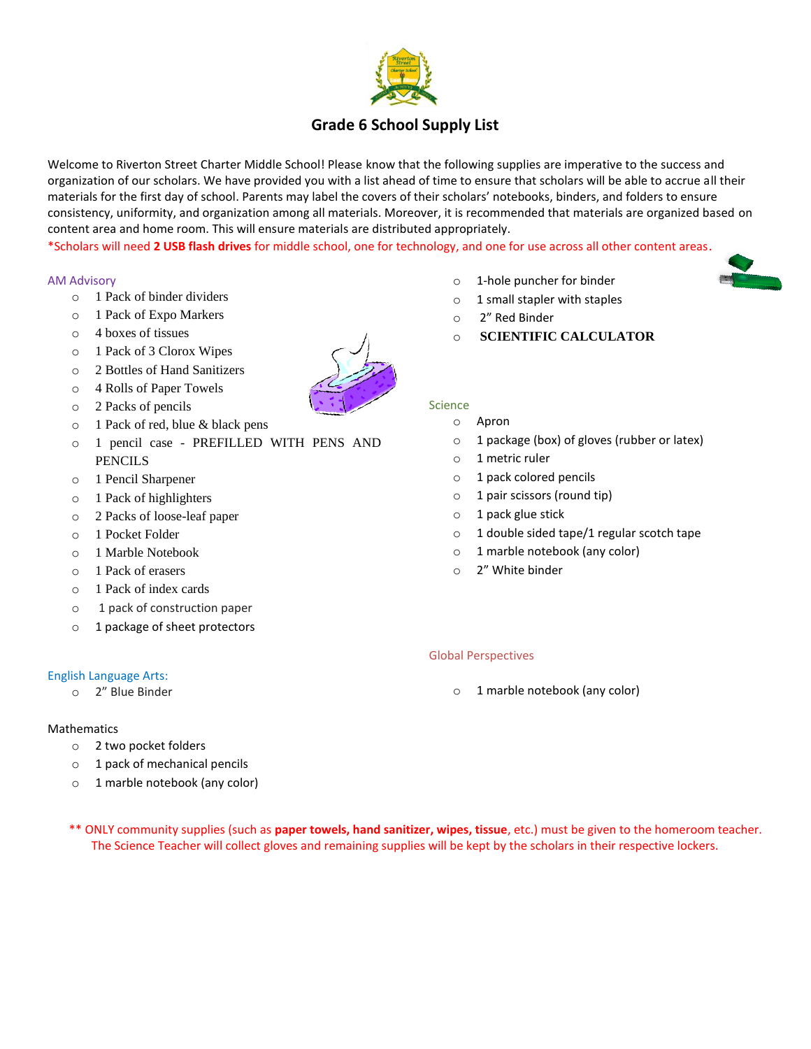## Grade 6 School Supply List

Welcome to Riverton Street Charter Middle School! Please know that the following supplies are imperative to the success and organization of our scholars. We have provided you with a list ahead of time to ensure that scholars will be able to accrue all their materials for the first day of school. Parents may label the covers of their scholars' notebooks, binders, and folders to ensure consistency, uniformity, and organization among all materials. Moreover, it is recommended that materials are organized based on content area and home room. This will ensure materials are distributed appropriately.

*Scholars will need **2 USB flash drives** for middle school, one for technology, and one for use across all other content areas.

### AM Advisory

- 1 Pack of binder dividers
- 1 Pack of Expo Markers
- 4 boxes of tissues
- 1 Pack of 3 Clorox Wipes
- 2 Bottles of Hand Sanitizers
- 4 Rolls of Paper Towels
- 2 Packs of pencils
- 1 Pack of red, blue & black pens
- 1 pencil case - PREFILLED WITH PENS AND PENCILS
- 1 Pencil Sharpener
- 1 Pack of highlighters
- 2 Packs of loose-leaf paper
- 1 Pocket Folder
- 1 Marble Notebook
- 1 Pack of erasers
- 1 Pack of index cards
- 1 pack of construction paper
- 1 package of sheet protectors
- 1-hole puncher for binder
- 1 small stapler with staples
- 2" Red Binder
- **SCIENTIFIC CALCULATOR**

### English Language Arts:

- 2" Blue Binder

### Mathematics

- 2 two pocket folders
- 1 pack of mechanical pencils
- 1 marble notebook (any color)

### Science

- Apron
- 1 package (box) of gloves (rubber or latex)
- 1 metric ruler
- 1 pack colored pencils
- 1 pair scissors (round tip)
- 1 pack glue stick
- 1 double sided tape/1 regular scotch tape
- 1 marble notebook (any color)
- 2" White binder

### Global Perspectives

- 1 marble notebook (any color)

** ONLY community supplies (such as **paper towels, hand sanitizer, wipes, tissue**, etc.) must be given to the homeroom teacher. The Science Teacher will collect gloves and remaining supplies will be kept by the scholars in their respective lockers.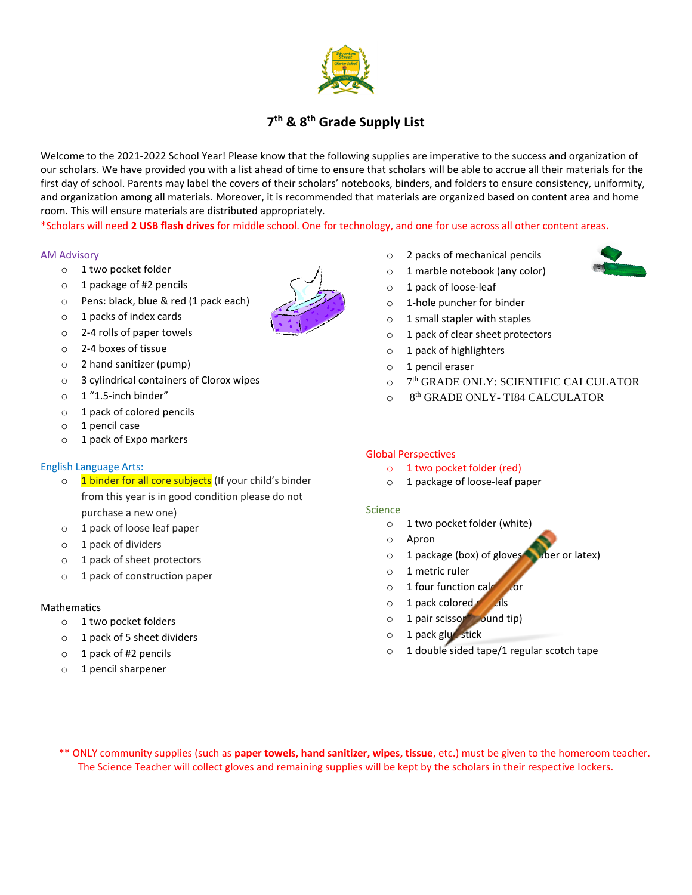# 7th & 8th Grade Supply List

Welcome to the 2021-2022 School Year! Please know that the following supplies are imperative to the success and organization of our scholars. We have provided you with a list ahead of time to ensure that scholars will be able to accrue all their materials for the first day of school. Parents may label the covers of their scholars' notebooks, binders, and folders to ensure consistency, uniformity, and organization among all materials. Moreover, it is recommended that materials are organized based on content area and home room. This will ensure materials are distributed appropriately.

*Scholars will need **2 USB flash drives** for middle school. One for technology, and one for use across all other content areas.

### AM Advisory

- 1 two pocket folder
- 1 package of #2 pencils
- Pens: black, blue & red (1 pack each)
- 1 packs of index cards
- 2-4 rolls of paper towels
- 2-4 boxes of tissue
- 2 hand sanitizer (pump)
- 3 cylindrical containers of Clorox wipes
- 1 "1.5-inch binder"
- 1 pack of colored pencils
- 1 pencil case
- 1 pack of Expo markers
- 2 packs of mechanical pencils
- 1 marble notebook (any color)
- 1 pack of loose-leaf
- 1-hole puncher for binder
- 1 small stapler with staples
- 1 pack of clear sheet protectors
- 1 pack of highlighters
- 1 pencil eraser
- 7th GRADE ONLY: SCIENTIFIC CALCULATOR
- 8th GRADE ONLY- TI84 CALCULATOR

### English Language Arts:

- 1 binder for all core subjects (If your child's binder from this year is in good condition please do not purchase a new one)
- 1 pack of loose leaf paper
- 1 pack of dividers
- 1 pack of sheet protectors
- 1 pack of construction paper

### Mathematics

- 1 two pocket folders
- 1 pack of 5 sheet dividers
- 1 pack of #2 pencils
- 1 pencil sharpener

### Global Perspectives

- 1 two pocket folder (red)
- 1 package of loose-leaf paper

### Science

- 1 two pocket folder (white)
- Apron
- 1 package (box) of gloves (rubber or latex)
- 1 metric ruler
- 1 four function calculator
- 1 pack colored pencils
- 1 pair scissors (round tip)
- 1 pack glue stick
- 1 double sided tape/1 regular scotch tape

** ONLY community supplies (such as **paper towels, hand sanitizer, wipes, tissue**, etc.) must be given to the homeroom teacher. The Science Teacher will collect gloves and remaining supplies will be kept by the scholars in their respective lockers.